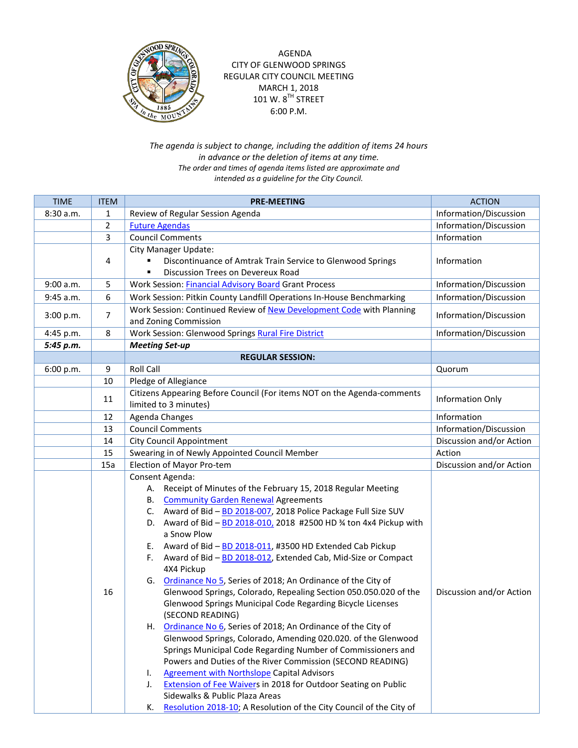AGENDA
CITY OF GLENWOOD SPRINGS
REGULAR CITY COUNCIL MEETING
MARCH 1, 2018
101 W. 8TH STREET
6:00 P.M.

*The agenda is subject to change, including the addition of items 24 hours in advance or the deletion of items at any time.*
*The order and times of agenda items listed are approximate and intended as a guideline for the City Council.*

| TIME | ITEM | PRE-MEETING | ACTION |
|---|---|---|---|
| 8:30 a.m. | 1 | Review of Regular Session Agenda | Information/Discussion |
| | 2 | Future Agendas | Information/Discussion |
| | 3 | Council Comments | Information |
| | 4 | City Manager Update:<br>▪ Discontinuance of Amtrak Train Service to Glenwood Springs<br>▪ Discussion Trees on Devereux Road | Information |
| 9:00 a.m. | 5 | Work Session: Financial Advisory Board Grant Process | Information/Discussion |
| 9:45 a.m. | 6 | Work Session: Pitkin County Landfill Operations In-House Benchmarking | Information/Discussion |
| 3:00 p.m. | 7 | Work Session: Continued Review of New Development Code with Planning and Zoning Commission | Information/Discussion |
| 4:45 p.m. | 8 | Work Session: Glenwood Springs Rural Fire District | Information/Discussion |
| ***5:45 p.m.*** | | ***Meeting Set-up*** | |
| | | **REGULAR SESSION:** | |
| 6:00 p.m. | 9 | Roll Call | Quorum |
| | 10 | Pledge of Allegiance | |
| | 11 | Citizens Appearing Before Council (For items NOT on the Agenda-comments limited to 3 minutes) | Information Only |
| | 12 | Agenda Changes | Information |
| | 13 | Council Comments | Information/Discussion |
| | 14 | City Council Appointment | Discussion and/or Action |
| | 15 | Swearing in of Newly Appointed Council Member | Action |
| | 15a | Election of Mayor Pro-tem | Discussion and/or Action |
| | 16 | Consent Agenda:<br>A. Receipt of Minutes of the February 15, 2018 Regular Meeting<br>B. Community Garden Renewal Agreements<br>C. Award of Bid – BD 2018-007, 2018 Police Package Full Size SUV<br>D. Award of Bid – BD 2018-010, 2018 #2500 HD ¾ ton 4x4 Pickup with a Snow Plow<br>E. Award of Bid – BD 2018-011, #3500 HD Extended Cab Pickup<br>F. Award of Bid – BD 2018-012, Extended Cab, Mid-Size or Compact 4X4 Pickup<br>G. Ordinance No 5, Series of 2018; An Ordinance of the City of Glenwood Springs, Colorado, Repealing Section 050.050.020 of the Glenwood Springs Municipal Code Regarding Bicycle Licenses (SECOND READING)<br>H. Ordinance No 6, Series of 2018; An Ordinance of the City of Glenwood Springs, Colorado, Amending 020.020. of the Glenwood Springs Municipal Code Regarding Number of Commissioners and Powers and Duties of the River Commission (SECOND READING)<br>I. Agreement with Northslope Capital Advisors<br>J. Extension of Fee Waivers in 2018 for Outdoor Seating on Public Sidewalks & Public Plaza Areas<br>K. Resolution 2018-10; A Resolution of the City Council of the City of | Discussion and/or Action |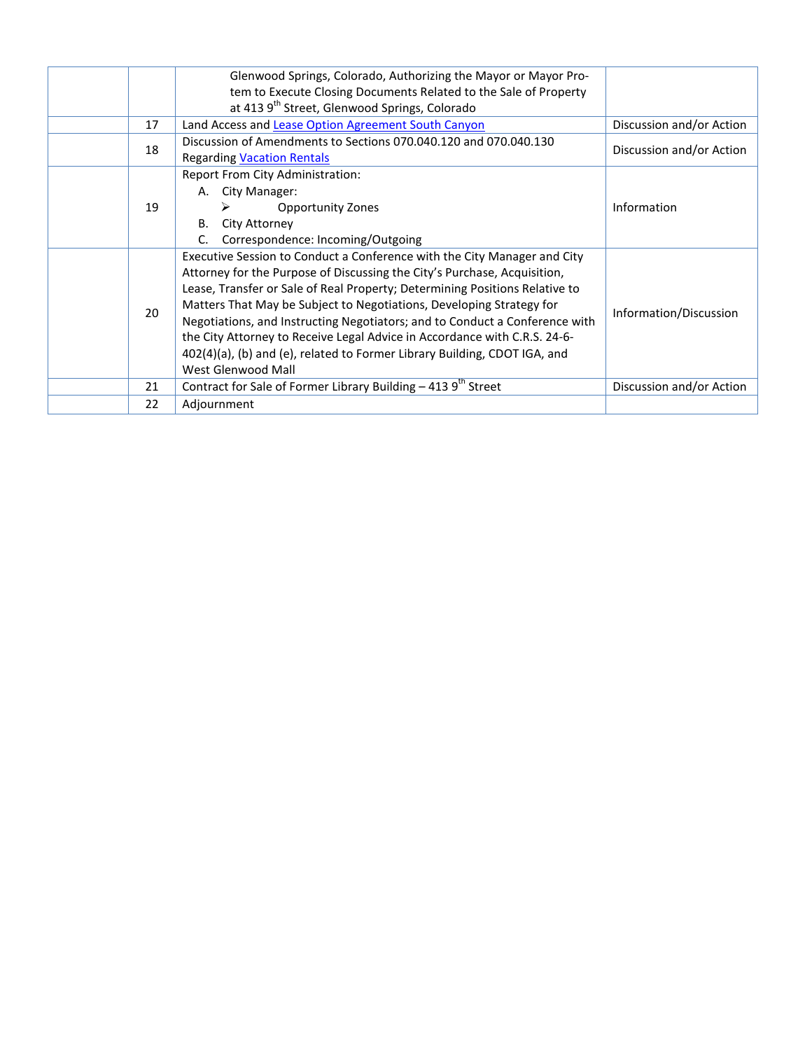| | | | |
|---|---|---|---|
| | | Glenwood Springs, Colorado, Authorizing the Mayor or Mayor Pro-tem to Execute Closing Documents Related to the Sale of Property at 413 9th Street, Glenwood Springs, Colorado | |
| | 17 | Land Access and Lease Option Agreement South Canyon | Discussion and/or Action |
| | 18 | Discussion of Amendments to Sections 070.040.120 and 070.040.130 Regarding Vacation Rentals | Discussion and/or Action |
| | 19 | Report From City Administration:<br>A. City Manager:<br>➢ Opportunity Zones<br>B. City Attorney<br>C. Correspondence: Incoming/Outgoing | Information |
| | 20 | Executive Session to Conduct a Conference with the City Manager and City Attorney for the Purpose of Discussing the City's Purchase, Acquisition, Lease, Transfer or Sale of Real Property; Determining Positions Relative to Matters That May be Subject to Negotiations, Developing Strategy for Negotiations, and Instructing Negotiators; and to Conduct a Conference with the City Attorney to Receive Legal Advice in Accordance with C.R.S. 24-6-402(4)(a), (b) and (e), related to Former Library Building, CDOT IGA, and West Glenwood Mall | Information/Discussion |
| | 21 | Contract for Sale of Former Library Building – 413 9th Street | Discussion and/or Action |
| | 22 | Adjournment | |